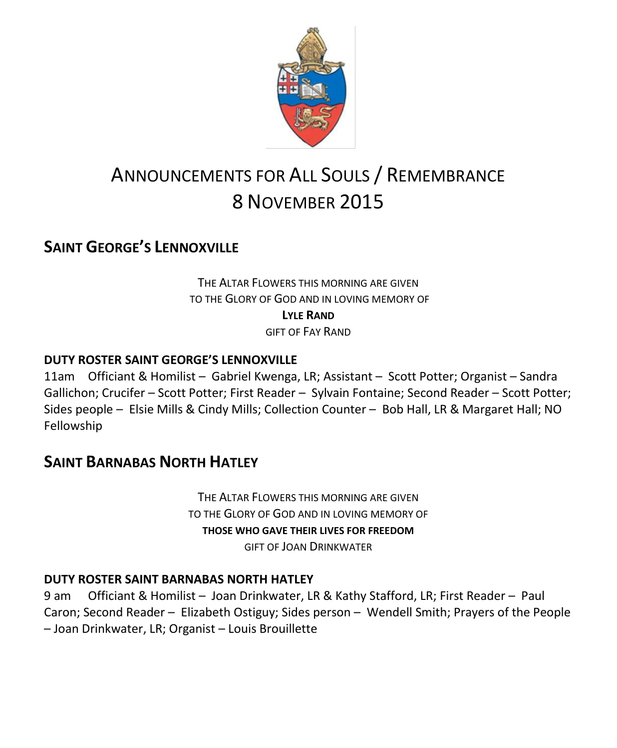# ANNOUNCEMENTS FOR ALL SOULS / REMEMBRANCE 8 NOVEMBER 2015

## SAINT GEORGE'S LENNOXVILLE

THE ALTAR FLOWERS THIS MORNING ARE GIVEN
TO THE GLORY OF GOD AND IN LOVING MEMORY OF
**LYLE RAND**
GIFT OF FAY RAND

**DUTY ROSTER SAINT GEORGE'S LENNOXVILLE**

11am Officiant & Homilist – Gabriel Kwenga, LR; Assistant – Scott Potter; Organist – Sandra Gallichon; Crucifer – Scott Potter; First Reader – Sylvain Fontaine; Second Reader – Scott Potter; Sides people – Elsie Mills & Cindy Mills; Collection Counter – Bob Hall, LR & Margaret Hall; NO Fellowship

## SAINT BARNABAS NORTH HATLEY

THE ALTAR FLOWERS THIS MORNING ARE GIVEN
TO THE GLORY OF GOD AND IN LOVING MEMORY OF
**THOSE WHO GAVE THEIR LIVES FOR FREEDOM**
GIFT OF JOAN DRINKWATER

**DUTY ROSTER SAINT BARNABAS NORTH HATLEY**

9 am Officiant & Homilist – Joan Drinkwater, LR & Kathy Stafford, LR; First Reader – Paul Caron; Second Reader – Elizabeth Ostiguy; Sides person – Wendell Smith; Prayers of the People – Joan Drinkwater, LR; Organist – Louis Brouillette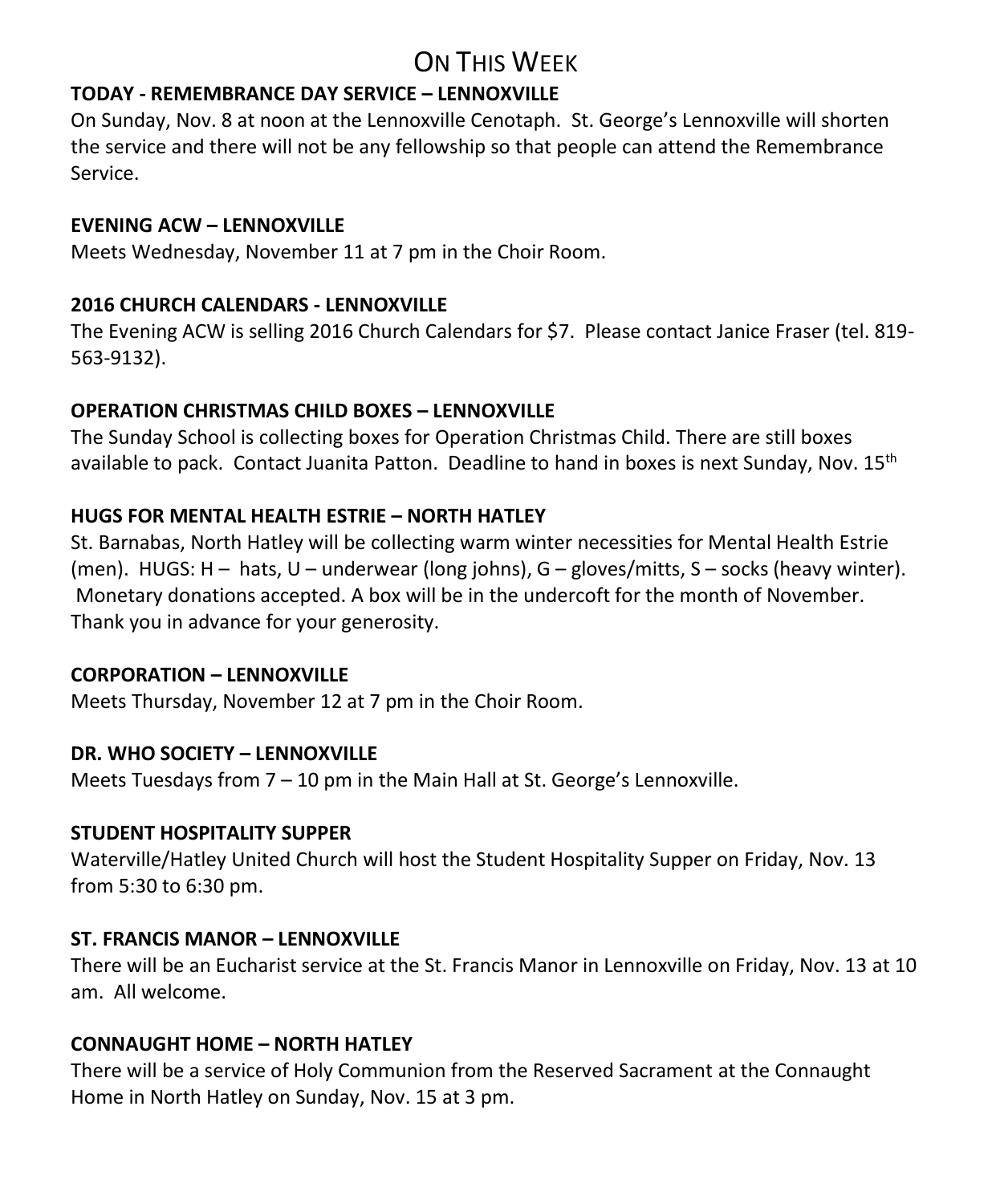# On This Week

**TODAY - REMEMBRANCE DAY SERVICE – LENNOXVILLE**

On Sunday, Nov. 8 at noon at the Lennoxville Cenotaph. St. George's Lennoxville will shorten the service and there will not be any fellowship so that people can attend the Remembrance Service.

**EVENING ACW – LENNOXVILLE**

Meets Wednesday, November 11 at 7 pm in the Choir Room.

**2016 CHURCH CALENDARS - LENNOXVILLE**

The Evening ACW is selling 2016 Church Calendars for $7. Please contact Janice Fraser (tel. 819-563-9132).

**OPERATION CHRISTMAS CHILD BOXES – LENNOXVILLE**

The Sunday School is collecting boxes for Operation Christmas Child. There are still boxes available to pack. Contact Juanita Patton. Deadline to hand in boxes is next Sunday, Nov. 15th

**HUGS FOR MENTAL HEALTH ESTRIE – NORTH HATLEY**

St. Barnabas, North Hatley will be collecting warm winter necessities for Mental Health Estrie (men). HUGS: H – hats, U – underwear (long johns), G – gloves/mitts, S – socks (heavy winter). Monetary donations accepted. A box will be in the undercoft for the month of November. Thank you in advance for your generosity.

**CORPORATION – LENNOXVILLE**

Meets Thursday, November 12 at 7 pm in the Choir Room.

**DR. WHO SOCIETY – LENNOXVILLE**

Meets Tuesdays from 7 – 10 pm in the Main Hall at St. George's Lennoxville.

**STUDENT HOSPITALITY SUPPER**

Waterville/Hatley United Church will host the Student Hospitality Supper on Friday, Nov. 13 from 5:30 to 6:30 pm.

**ST. FRANCIS MANOR – LENNOXVILLE**

There will be an Eucharist service at the St. Francis Manor in Lennoxville on Friday, Nov. 13 at 10 am. All welcome.

**CONNAUGHT HOME – NORTH HATLEY**

There will be a service of Holy Communion from the Reserved Sacrament at the Connaught Home in North Hatley on Sunday, Nov. 15 at 3 pm.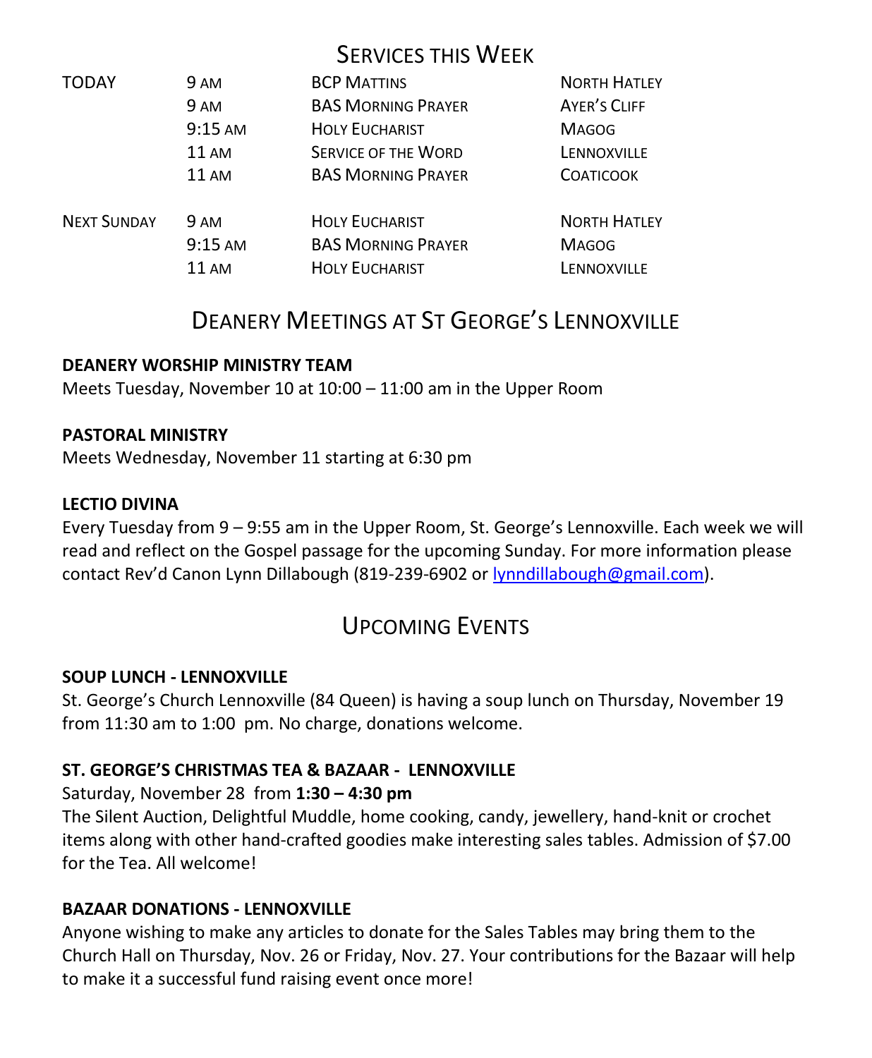## Services this Week

| | | | |
|---|---|---|---|
| TODAY | 9 AM | BCP MATTINS | NORTH HATLEY |
| | 9 AM | BAS MORNING PRAYER | AYER'S CLIFF |
| | 9:15 AM | HOLY EUCHARIST | MAGOG |
| | 11 AM | SERVICE OF THE WORD | LENNOXVILLE |
| | 11 AM | BAS MORNING PRAYER | COATICOOK |
| NEXT SUNDAY | 9 AM | HOLY EUCHARIST | NORTH HATLEY |
| | 9:15 AM | BAS MORNING PRAYER | MAGOG |
| | 11 AM | HOLY EUCHARIST | LENNOXVILLE |

## Deanery Meetings at St George's Lennoxville

**DEANERY WORSHIP MINISTRY TEAM**
Meets Tuesday, November 10 at 10:00 – 11:00 am in the Upper Room

**PASTORAL MINISTRY**
Meets Wednesday, November 11 starting at 6:30 pm

**LECTIO DIVINA**
Every Tuesday from 9 – 9:55 am in the Upper Room, St. George's Lennoxville. Each week we will read and reflect on the Gospel passage for the upcoming Sunday. For more information please contact Rev'd Canon Lynn Dillabough (819-239-6902 or lynndillabough@gmail.com).

## Upcoming Events

**SOUP LUNCH - LENNOXVILLE**
St. George's Church Lennoxville (84 Queen) is having a soup lunch on Thursday, November 19 from 11:30 am to 1:00 pm. No charge, donations welcome.

**ST. GEORGE'S CHRISTMAS TEA & BAZAAR - LENNOXVILLE**
Saturday, November 28 from **1:30 – 4:30 pm**
The Silent Auction, Delightful Muddle, home cooking, candy, jewellery, hand-knit or crochet items along with other hand-crafted goodies make interesting sales tables. Admission of $7.00 for the Tea. All welcome!

**BAZAAR DONATIONS - LENNOXVILLE**
Anyone wishing to make any articles to donate for the Sales Tables may bring them to the Church Hall on Thursday, Nov. 26 or Friday, Nov. 27. Your contributions for the Bazaar will help to make it a successful fund raising event once more!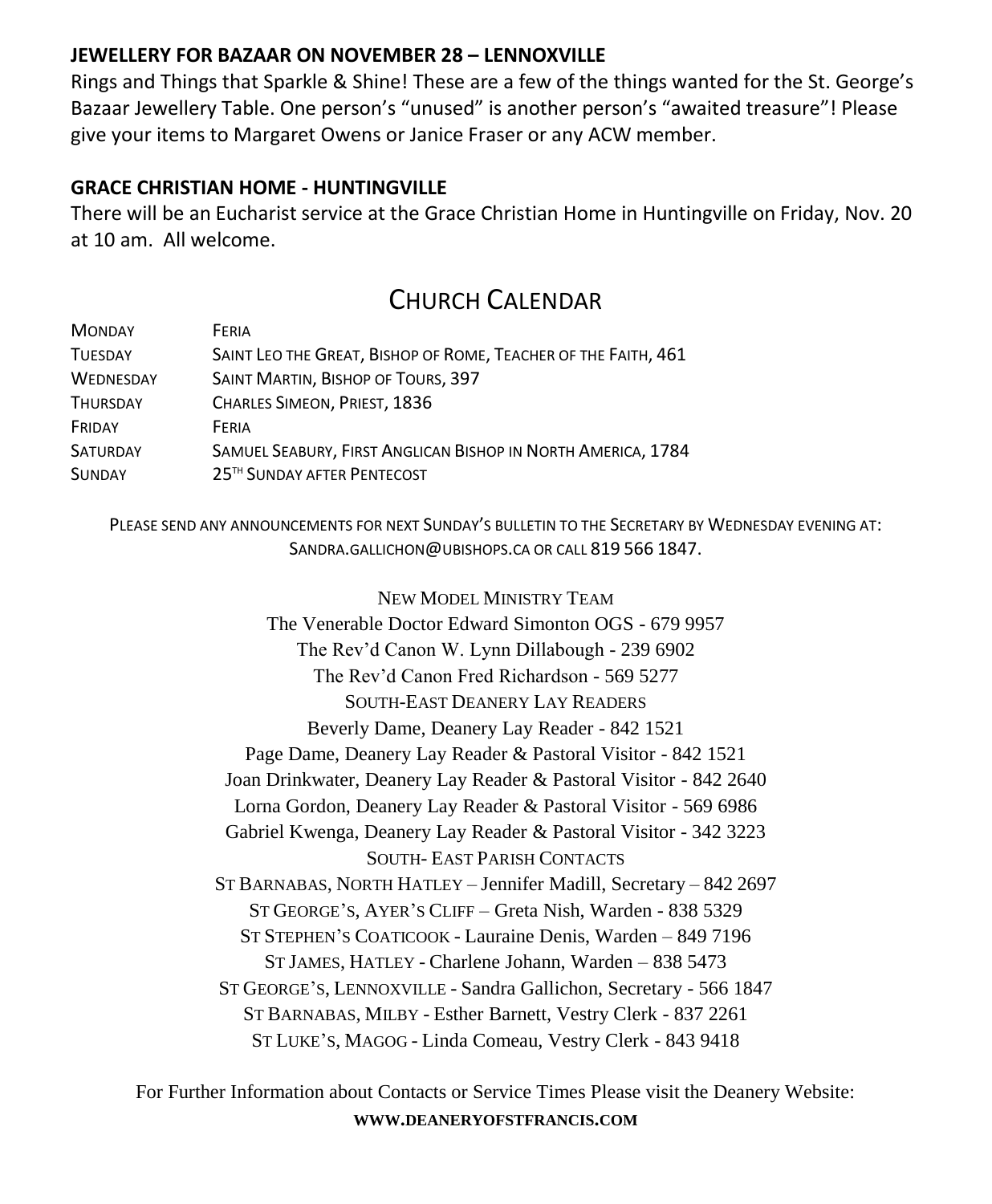**JEWELLERY FOR BAZAAR ON NOVEMBER 28 – LENNOXVILLE**

Rings and Things that Sparkle & Shine! These are a few of the things wanted for the St. George's Bazaar Jewellery Table. One person's "unused" is another person's "awaited treasure"! Please give your items to Margaret Owens or Janice Fraser or any ACW member.

**GRACE CHRISTIAN HOME - HUNTINGVILLE**

There will be an Eucharist service at the Grace Christian Home in Huntingville on Friday, Nov. 20 at 10 am. All welcome.

## CHURCH CALENDAR

| | |
|---|---|
| MONDAY | FERIA |
| TUESDAY | SAINT LEO THE GREAT, BISHOP OF ROME, TEACHER OF THE FAITH, 461 |
| WEDNESDAY | SAINT MARTIN, BISHOP OF TOURS, 397 |
| THURSDAY | CHARLES SIMEON, PRIEST, 1836 |
| FRIDAY | FERIA |
| SATURDAY | SAMUEL SEABURY, FIRST ANGLICAN BISHOP IN NORTH AMERICA, 1784 |
| SUNDAY | 25TH SUNDAY AFTER PENTECOST |

PLEASE SEND ANY ANNOUNCEMENTS FOR NEXT SUNDAY'S BULLETIN TO THE SECRETARY BY WEDNESDAY EVENING AT: SANDRA.GALLICHON@UBISHOPS.CA OR CALL 819 566 1847.

NEW MODEL MINISTRY TEAM

The Venerable Doctor Edward Simonton OGS - 679 9957

The Rev'd Canon W. Lynn Dillabough - 239 6902

The Rev'd Canon Fred Richardson - 569 5277

SOUTH-EAST DEANERY LAY READERS

Beverly Dame, Deanery Lay Reader - 842 1521

Page Dame, Deanery Lay Reader & Pastoral Visitor - 842 1521

Joan Drinkwater, Deanery Lay Reader & Pastoral Visitor - 842 2640

Lorna Gordon, Deanery Lay Reader & Pastoral Visitor - 569 6986

Gabriel Kwenga, Deanery Lay Reader & Pastoral Visitor - 342 3223

SOUTH- EAST PARISH CONTACTS

ST BARNABAS, NORTH HATLEY – Jennifer Madill, Secretary – 842 2697

ST GEORGE'S, AYER'S CLIFF – Greta Nish, Warden - 838 5329

ST STEPHEN'S COATICOOK - Lauraine Denis, Warden – 849 7196

ST JAMES, HATLEY - Charlene Johann, Warden – 838 5473

ST GEORGE'S, LENNOXVILLE - Sandra Gallichon, Secretary - 566 1847

ST BARNABAS, MILBY - Esther Barnett, Vestry Clerk - 837 2261

ST LUKE'S, MAGOG - Linda Comeau, Vestry Clerk - 843 9418

For Further Information about Contacts or Service Times Please visit the Deanery Website:

**WWW.DEANERYOFSTFRANCIS.COM**